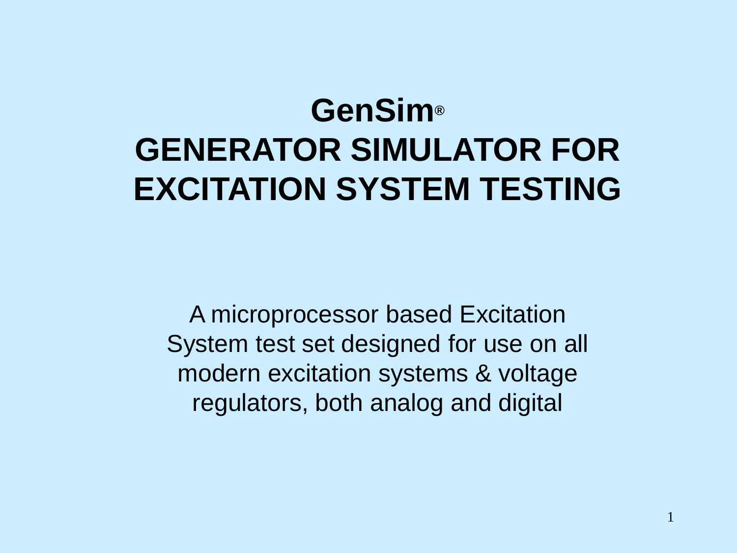# GenSim®

# GENERATOR SIMULATOR FOR EXCITATION SYSTEM TESTING

A microprocessor based Excitation System test set designed for use on all modern excitation systems & voltage regulators, both analog and digital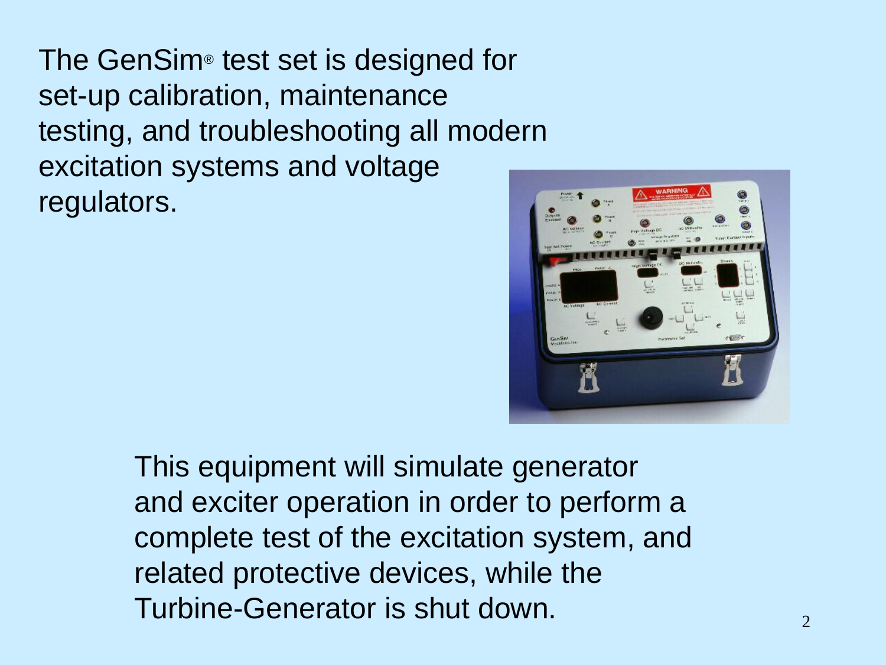The GenSim® test set is designed for set-up calibration, maintenance testing, and troubleshooting all modern excitation systems and voltage regulators.

This equipment will simulate generator and exciter operation in order to perform a complete test of the excitation system, and related protective devices, while the Turbine-Generator is shut down.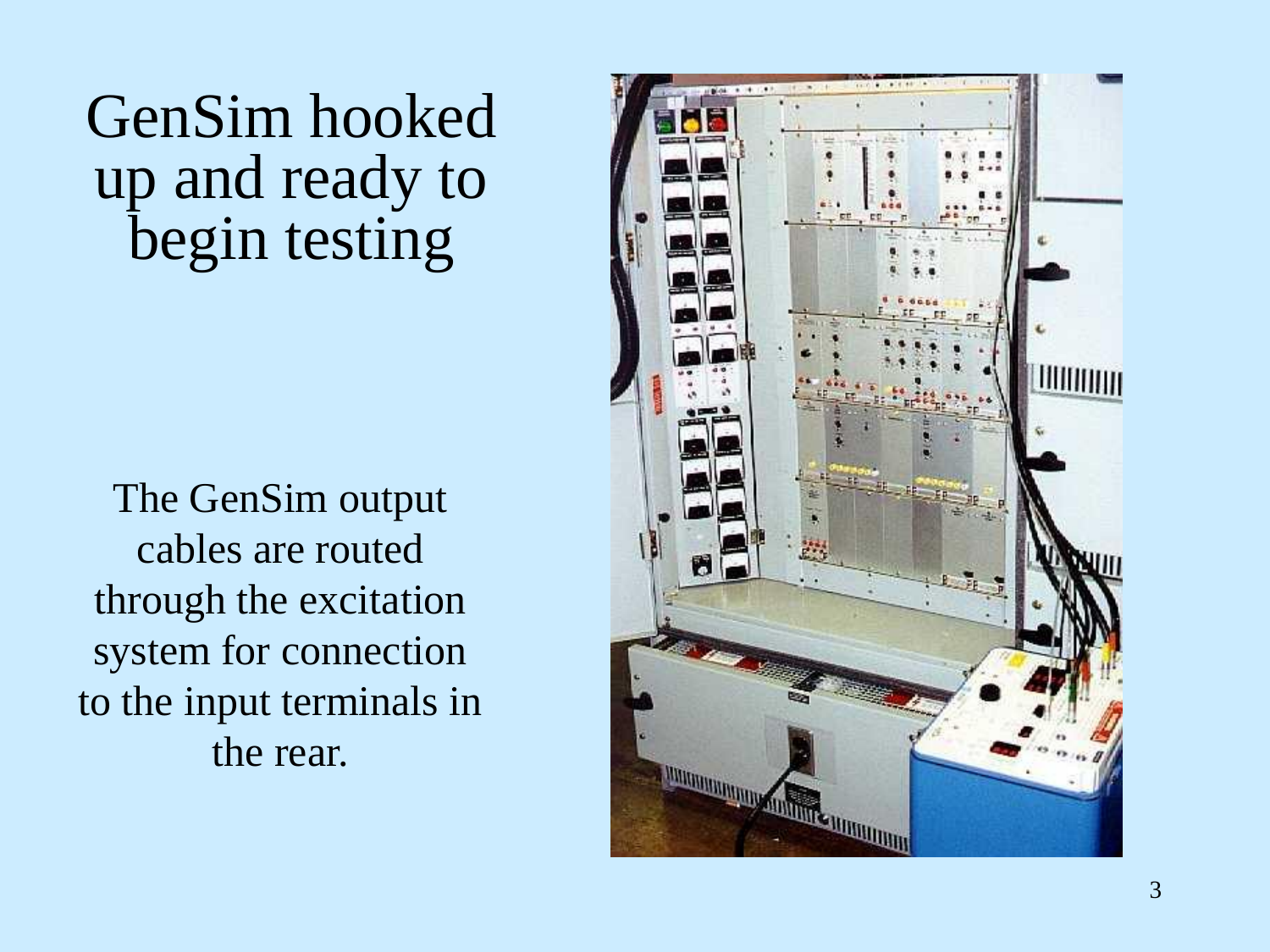# GenSim hooked up and ready to begin testing

The GenSim output cables are routed through the excitation system for connection to the input terminals in the rear.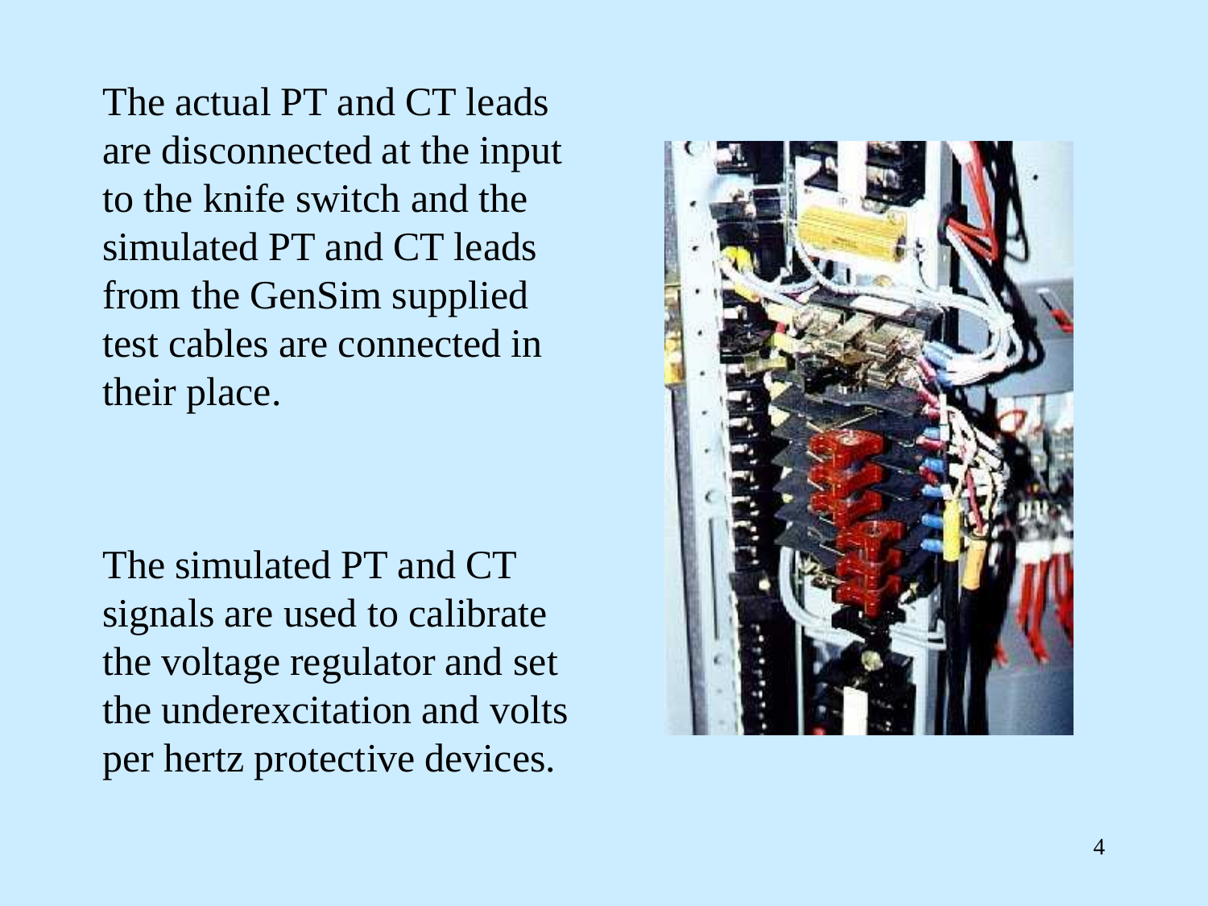The actual PT and CT leads are disconnected at the input to the knife switch and the simulated PT and CT leads from the GenSim supplied test cables are connected in their place.

The simulated PT and CT signals are used to calibrate the voltage regulator and set the underexcitation and volts per hertz protective devices.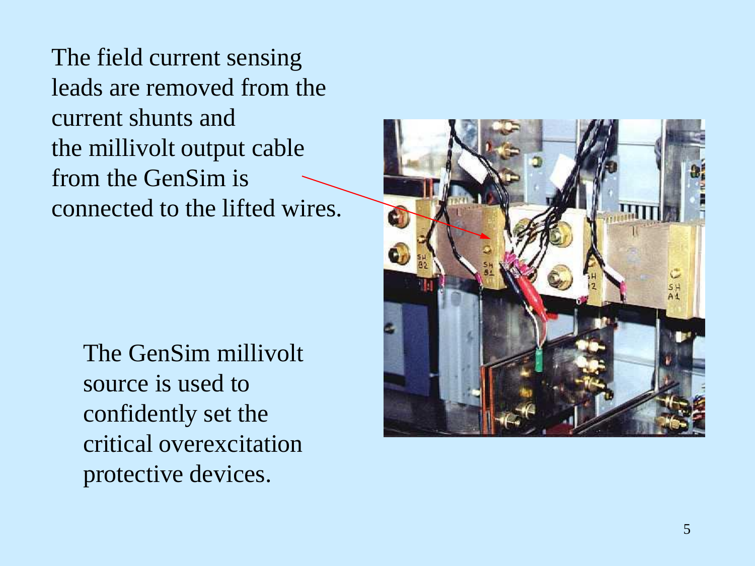The field current sensing leads are removed from the current shunts and the millivolt output cable from the GenSim is connected to the lifted wires.

The GenSim millivolt source is used to confidently set the critical overexcitation protective devices.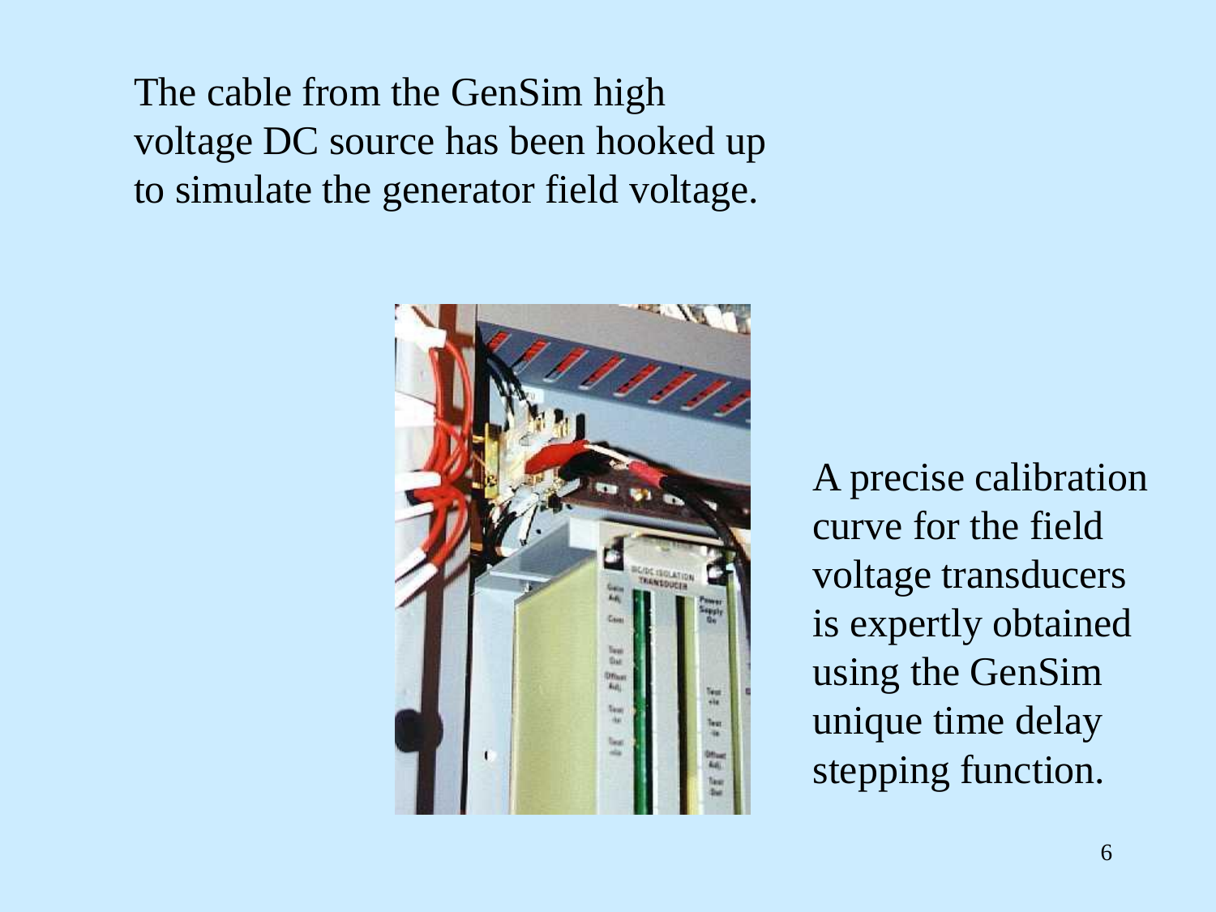The cable from the GenSim high voltage DC source has been hooked up to simulate the generator field voltage.

A precise calibration curve for the field voltage transducers is expertly obtained using the GenSim unique time delay stepping function.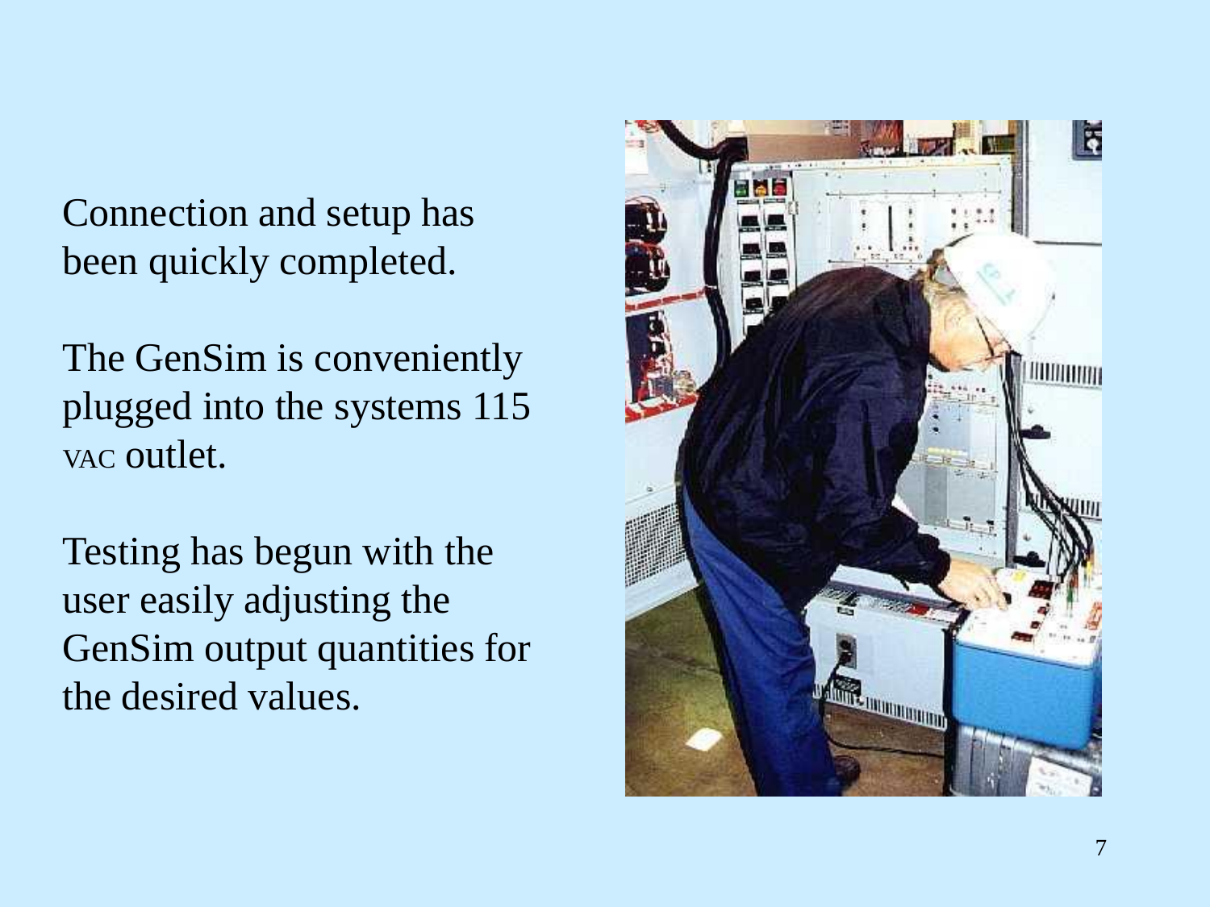Connection and setup has been quickly completed.

The GenSim is conveniently plugged into the systems 115 VAC outlet.

Testing has begun with the user easily adjusting the GenSim output quantities for the desired values.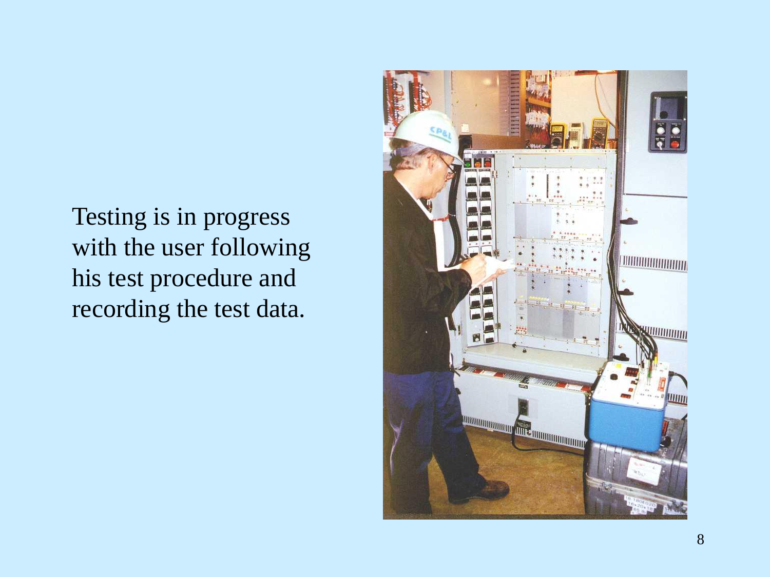Testing is in progress with the user following his test procedure and recording the test data.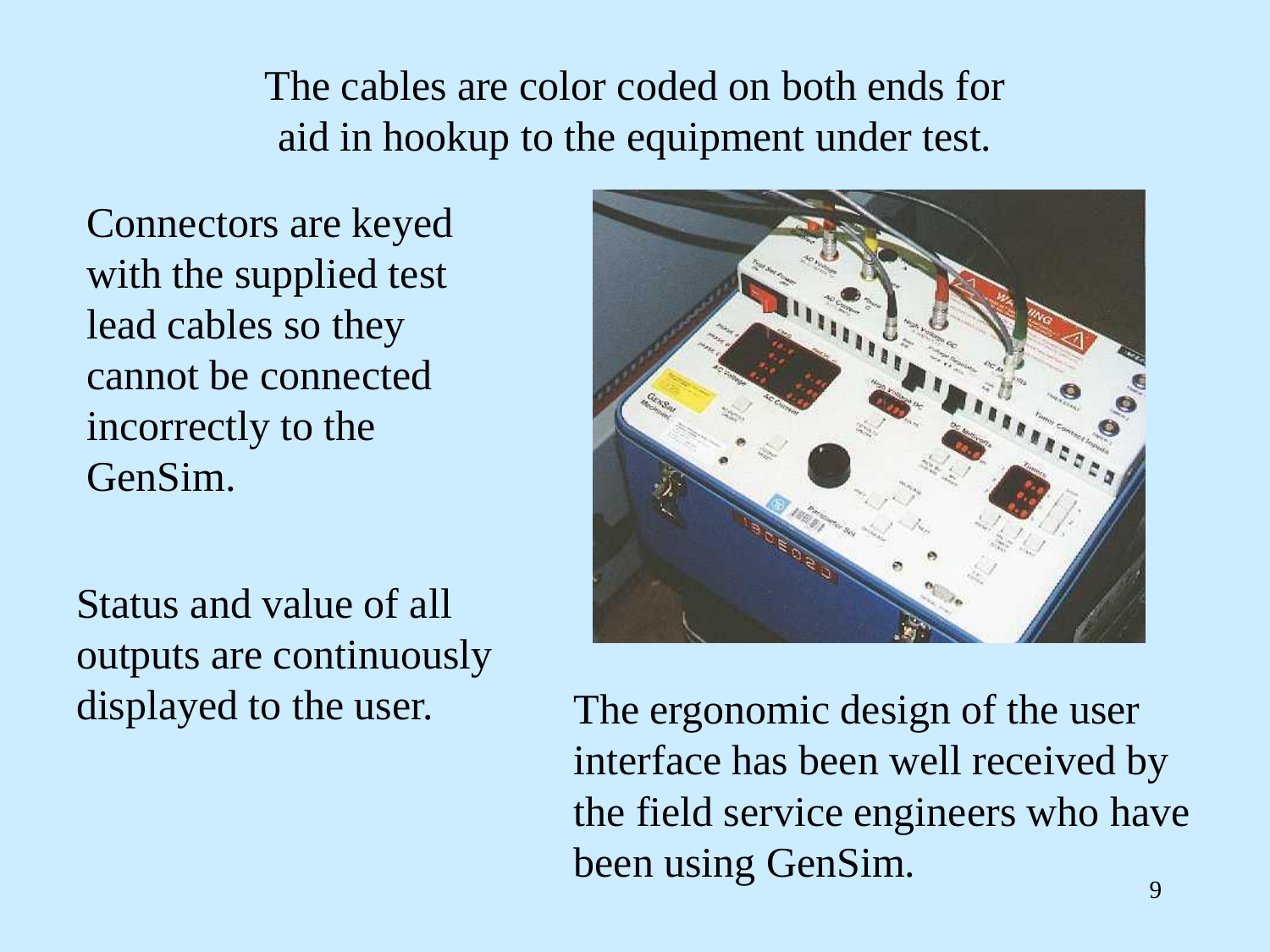The cables are color coded on both ends for aid in hookup to the equipment under test.

Connectors are keyed with the supplied test lead cables so they cannot be connected incorrectly to the GenSim.

Status and value of all outputs are continuously displayed to the user.

The ergonomic design of the user interface has been well received by the field service engineers who have been using GenSim.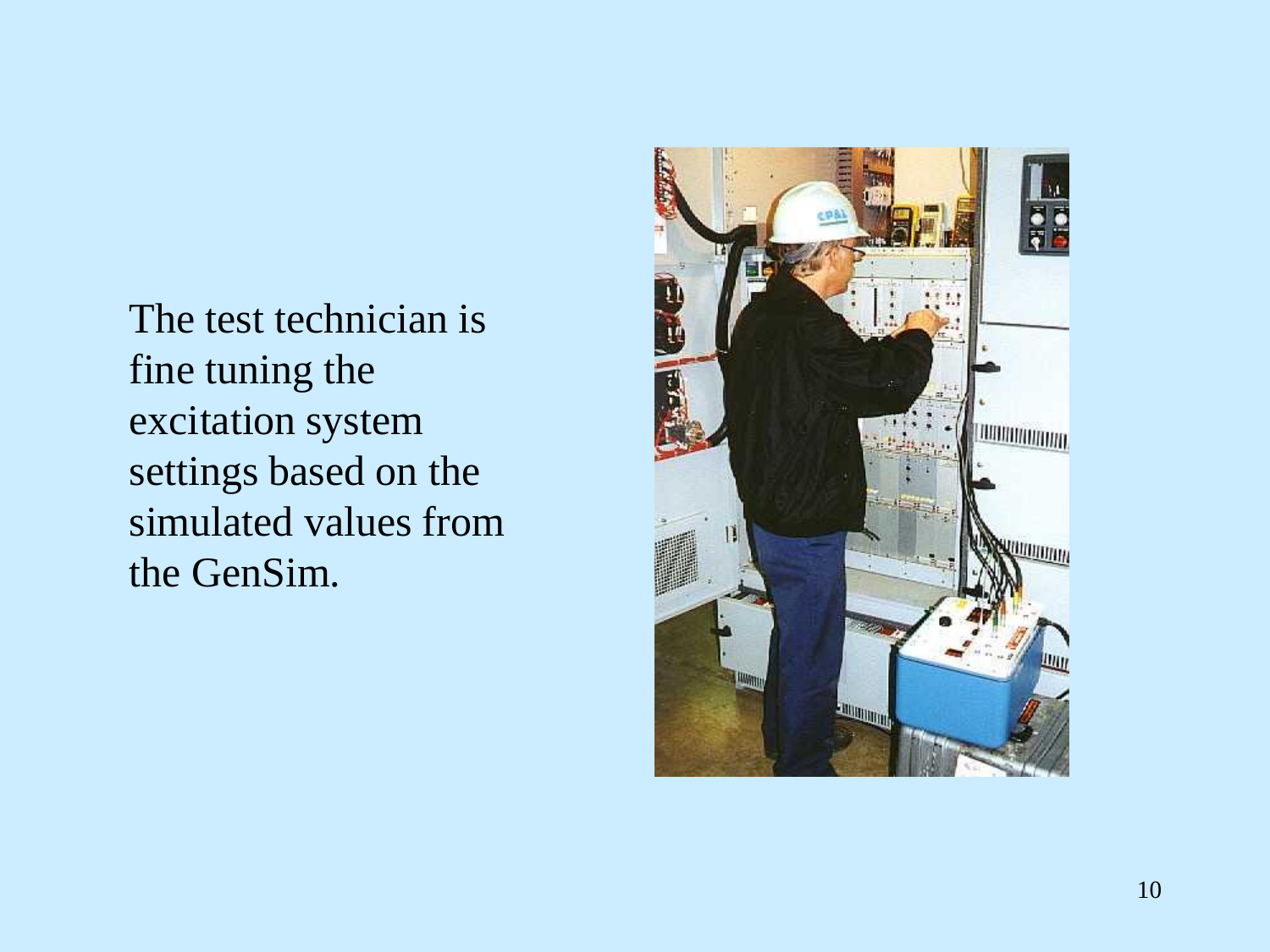The test technician is fine tuning the excitation system settings based on the simulated values from the GenSim.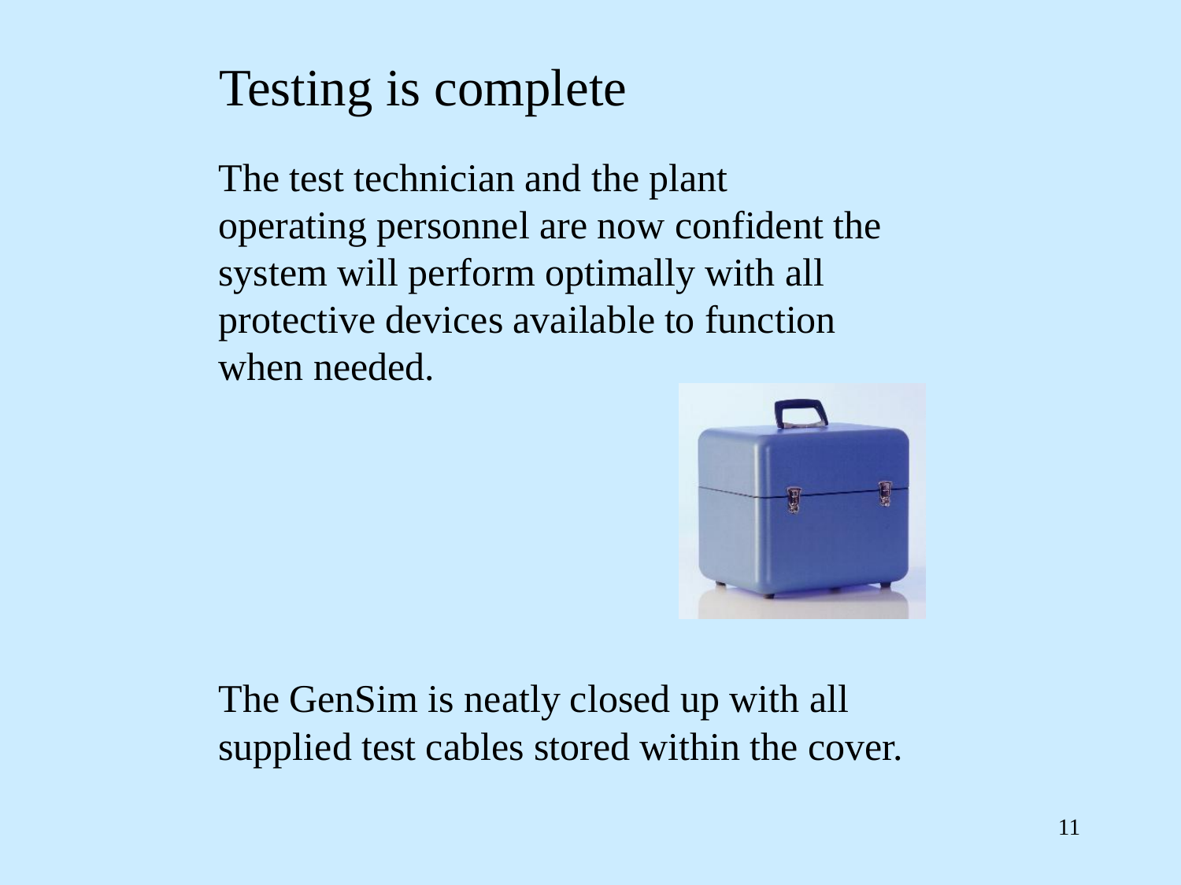# Testing is complete

The test technician and the plant operating personnel are now confident the system will perform optimally with all protective devices available to function when needed.

The GenSim is neatly closed up with all supplied test cables stored within the cover.